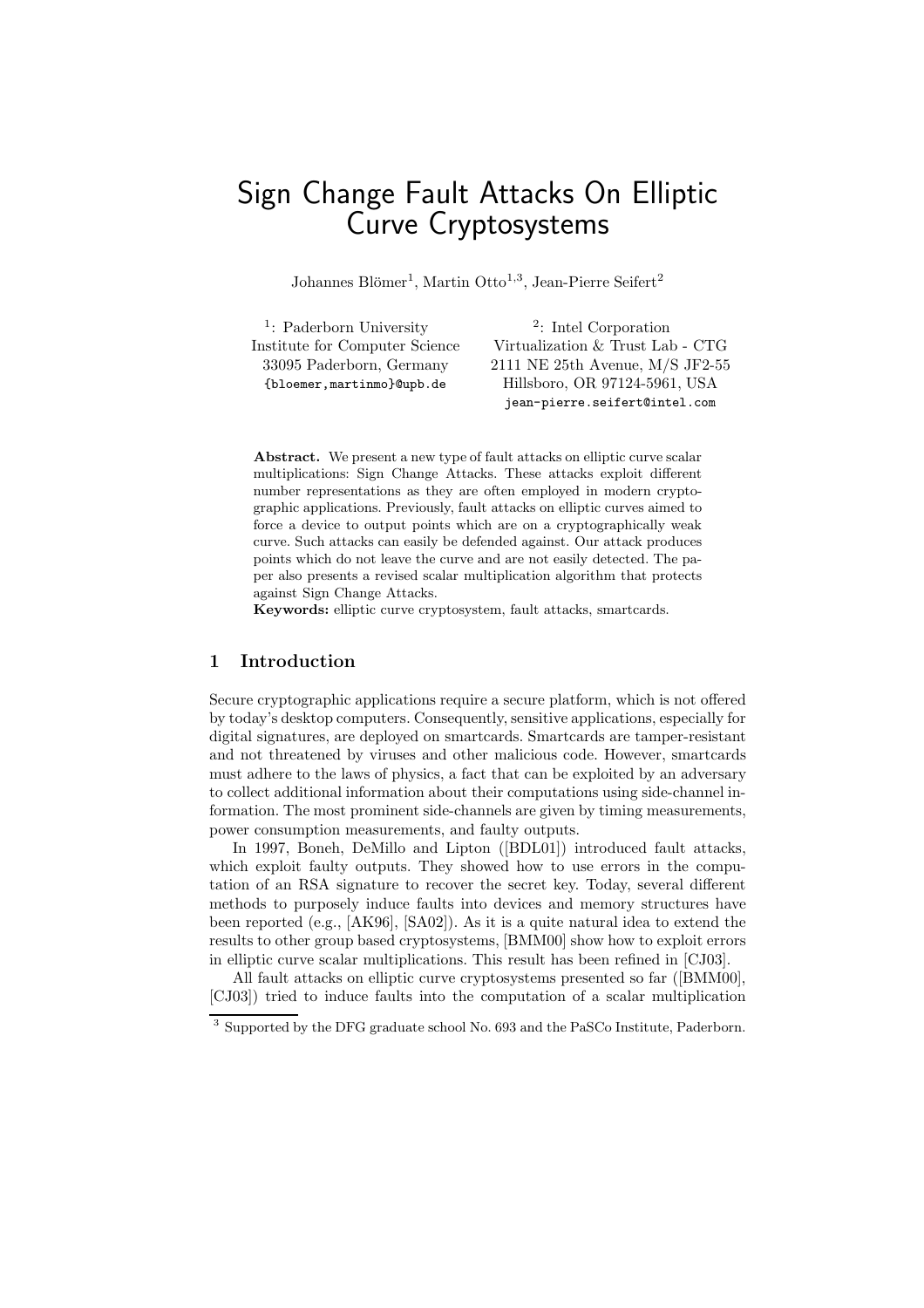# Sign Change Fault Attacks On Elliptic Curve Cryptosystems

Johannes Blömer[1], Martin Otto[1,3], Jean-Pierre Seifert[2]

[1]: Paderborn University
Institute for Computer Science
33095 Paderborn, Germany
{bloemer,martinmo}@upb.de

[2]: Intel Corporation
Virtualization & Trust Lab - CTG
2111 NE 25th Avenue, M/S JF2-55
Hillsboro, OR 97124-5961, USA
jean-pierre.seifert@intel.com

**Abstract.** We present a new type of fault attacks on elliptic curve scalar multiplications: Sign Change Attacks. These attacks exploit different number representations as they are often employed in modern cryptographic applications. Previously, fault attacks on elliptic curves aimed to force a device to output points which are on a cryptographically weak curve. Such attacks can easily be defended against. Our attack produces points which do not leave the curve and are not easily detected. The paper also presents a revised scalar multiplication algorithm that protects against Sign Change Attacks.
**Keywords:** elliptic curve cryptosystem, fault attacks, smartcards.

## 1 Introduction

Secure cryptographic applications require a secure platform, which is not offered by today's desktop computers. Consequently, sensitive applications, especially for digital signatures, are deployed on smartcards. Smartcards are tamper-resistant and not threatened by viruses and other malicious code. However, smartcards must adhere to the laws of physics, a fact that can be exploited by an adversary to collect additional information about their computations using side-channel information. The most prominent side-channels are given by timing measurements, power consumption measurements, and faulty outputs.

In 1997, Boneh, DeMillo and Lipton ([BDL01]) introduced fault attacks, which exploit faulty outputs. They showed how to use errors in the computation of an RSA signature to recover the secret key. Today, several different methods to purposely induce faults into devices and memory structures have been reported (e.g., [AK96], [SA02]). As it is a quite natural idea to extend the results to other group based cryptosystems, [BMM00] show how to exploit errors in elliptic curve scalar multiplications. This result has been refined in [CJ03].

All fault attacks on elliptic curve cryptosystems presented so far ([BMM00], [CJ03]) tried to induce faults into the computation of a scalar multiplication

[3] Supported by the DFG graduate school No. 693 and the PaSCo Institute, Paderborn.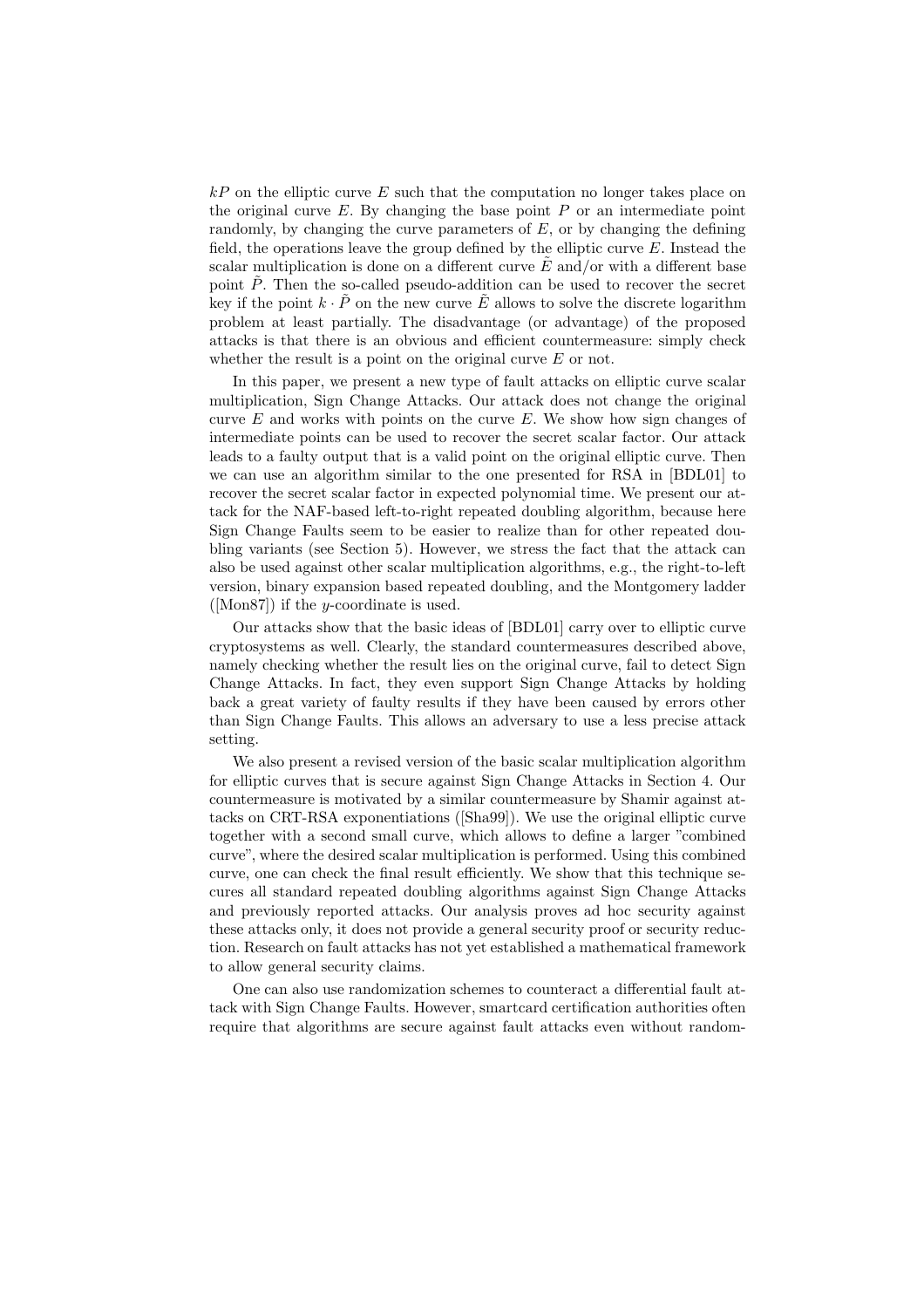$kP$ on the elliptic curve $E$ such that the computation no longer takes place on the original curve $E$. By changing the base point $P$ or an intermediate point randomly, by changing the curve parameters of $E$, or by changing the defining field, the operations leave the group defined by the elliptic curve $E$. Instead the scalar multiplication is done on a different curve $\tilde{E}$ and/or with a different base point $\tilde{P}$. Then the so-called pseudo-addition can be used to recover the secret key if the point $k \cdot \tilde{P}$ on the new curve $\tilde{E}$ allows to solve the discrete logarithm problem at least partially. The disadvantage (or advantage) of the proposed attacks is that there is an obvious and efficient countermeasure: simply check whether the result is a point on the original curve $E$ or not.

In this paper, we present a new type of fault attacks on elliptic curve scalar multiplication, Sign Change Attacks. Our attack does not change the original curve $E$ and works with points on the curve $E$. We show how sign changes of intermediate points can be used to recover the secret scalar factor. Our attack leads to a faulty output that is a valid point on the original elliptic curve. Then we can use an algorithm similar to the one presented for RSA in [BDL01] to recover the secret scalar factor in expected polynomial time. We present our attack for the NAF-based left-to-right repeated doubling algorithm, because here Sign Change Faults seem to be easier to realize than for other repeated doubling variants (see Section 5). However, we stress the fact that the attack can also be used against other scalar multiplication algorithms, e.g., the right-to-left version, binary expansion based repeated doubling, and the Montgomery ladder ([Mon87]) if the $y$-coordinate is used.

Our attacks show that the basic ideas of [BDL01] carry over to elliptic curve cryptosystems as well. Clearly, the standard countermeasures described above, namely checking whether the result lies on the original curve, fail to detect Sign Change Attacks. In fact, they even support Sign Change Attacks by holding back a great variety of faulty results if they have been caused by errors other than Sign Change Faults. This allows an adversary to use a less precise attack setting.

We also present a revised version of the basic scalar multiplication algorithm for elliptic curves that is secure against Sign Change Attacks in Section 4. Our countermeasure is motivated by a similar countermeasure by Shamir against attacks on CRT-RSA exponentiations ([Sha99]). We use the original elliptic curve together with a second small curve, which allows to define a larger "combined curve", where the desired scalar multiplication is performed. Using this combined curve, one can check the final result efficiently. We show that this technique secures all standard repeated doubling algorithms against Sign Change Attacks and previously reported attacks. Our analysis proves ad hoc security against these attacks only, it does not provide a general security proof or security reduction. Research on fault attacks has not yet established a mathematical framework to allow general security claims.

One can also use randomization schemes to counteract a differential fault attack with Sign Change Faults. However, smartcard certification authorities often require that algorithms are secure against fault attacks even without random-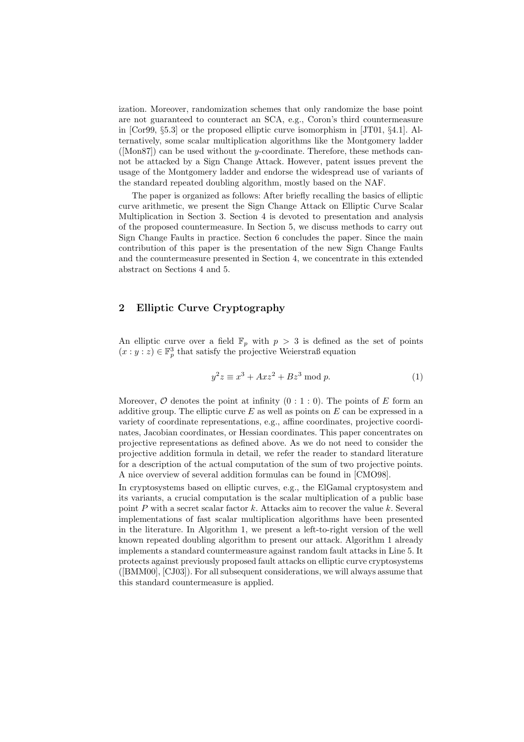ization. Moreover, randomization schemes that only randomize the base point are not guaranteed to counteract an SCA, e.g., Coron's third countermeasure in [Cor99, §5.3] or the proposed elliptic curve isomorphism in [JT01, §4.1]. Alternatively, some scalar multiplication algorithms like the Montgomery ladder ([Mon87]) can be used without the $y$-coordinate. Therefore, these methods cannot be attacked by a Sign Change Attack. However, patent issues prevent the usage of the Montgomery ladder and endorse the widespread use of variants of the standard repeated doubling algorithm, mostly based on the NAF.

The paper is organized as follows: After briefly recalling the basics of elliptic curve arithmetic, we present the Sign Change Attack on Elliptic Curve Scalar Multiplication in Section 3. Section 4 is devoted to presentation and analysis of the proposed countermeasure. In Section 5, we discuss methods to carry out Sign Change Faults in practice. Section 6 concludes the paper. Since the main contribution of this paper is the presentation of the new Sign Change Faults and the countermeasure presented in Section 4, we concentrate in this extended abstract on Sections 4 and 5.

## 2 Elliptic Curve Cryptography

An elliptic curve over a field $\mathbb{F}_p$ with $p > 3$ is defined as the set of points $(x : y : z) \in \mathbb{F}_p^3$ that satisfy the projective Weierstraß equation

$$y^2 z \equiv x^3 + Axz^2 + Bz^3 \bmod p. \tag{1}$$

Moreover, $\mathcal{O}$ denotes the point at infinity $(0 : 1 : 0)$. The points of $E$ form an additive group. The elliptic curve $E$ as well as points on $E$ can be expressed in a variety of coordinate representations, e.g., affine coordinates, projective coordinates, Jacobian coordinates, or Hessian coordinates. This paper concentrates on projective representations as defined above. As we do not need to consider the projective addition formula in detail, we refer the reader to standard literature for a description of the actual computation of the sum of two projective points. A nice overview of several addition formulas can be found in [CMO98].

In cryptosystems based on elliptic curves, e.g., the ElGamal cryptosystem and its variants, a crucial computation is the scalar multiplication of a public base point $P$ with a secret scalar factor $k$. Attacks aim to recover the value $k$. Several implementations of fast scalar multiplication algorithms have been presented in the literature. In Algorithm 1, we present a left-to-right version of the well known repeated doubling algorithm to present our attack. Algorithm 1 already implements a standard countermeasure against random fault attacks in Line 5. It protects against previously proposed fault attacks on elliptic curve cryptosystems ([BMM00], [CJ03]). For all subsequent considerations, we will always assume that this standard countermeasure is applied.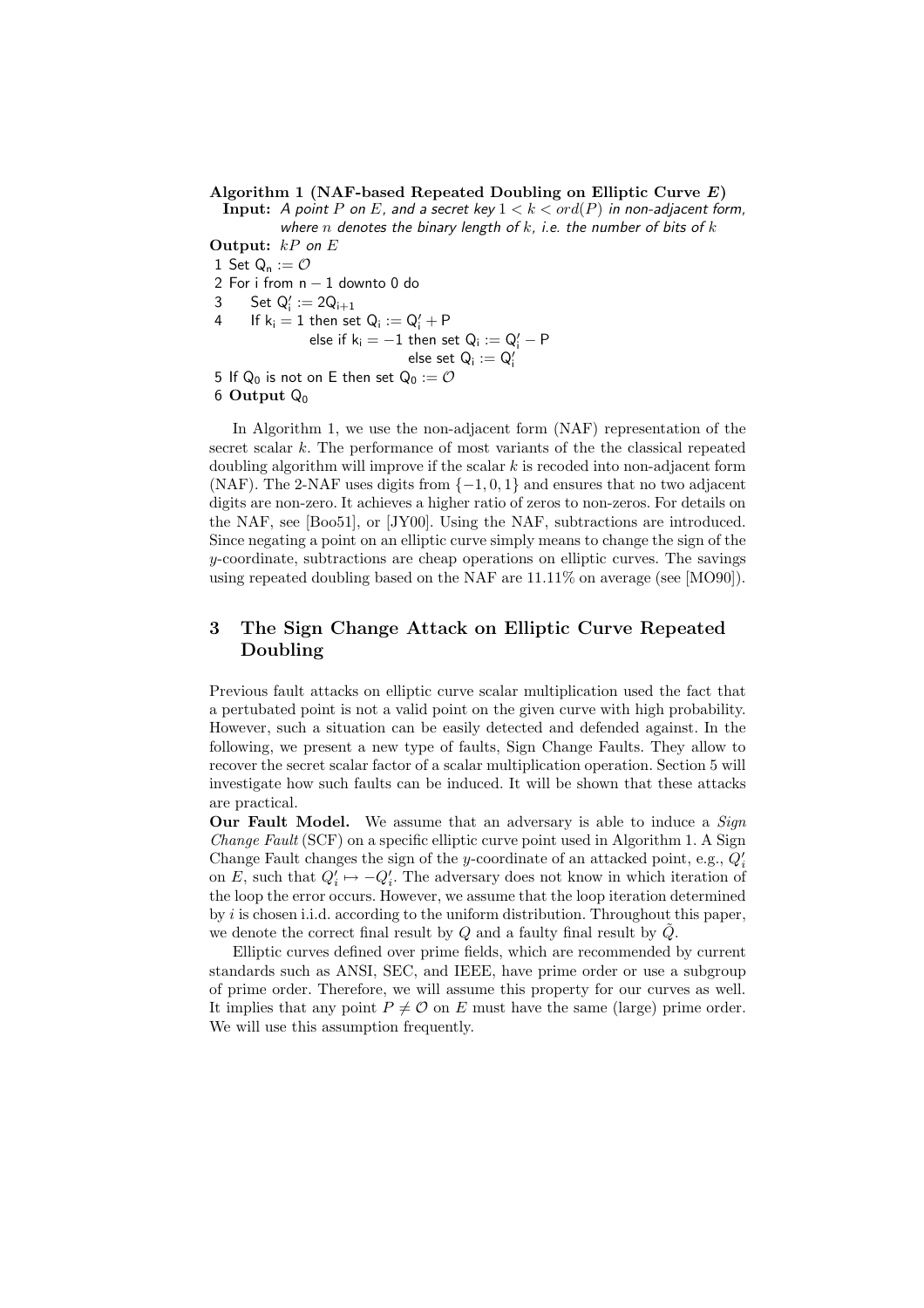**Algorithm 1 (NAF-based Repeated Doubling on Elliptic Curve $E$)**

**Input:** *A point $P$ on $E$, and a secret key $1 < k < ord(P)$ in non-adjacent form, where $n$ denotes the binary length of $k$, i.e. the number of bits of $k$*

**Output:** $kP$ *on* $E$

```
1 Set Q_n := O
2 For i from n − 1 downto 0 do
3     Set Q'_i := 2Q_{i+1}
4     If k_i = 1 then set Q_i := Q'_i + P
               else if k_i = −1 then set Q_i := Q'_i − P
                                else set Q_i := Q'_i
5 If Q_0 is not on E then set Q_0 := O
6 Output Q_0
```

In Algorithm 1, we use the non-adjacent form (NAF) representation of the secret scalar $k$. The performance of most variants of the the classical repeated doubling algorithm will improve if the scalar $k$ is recoded into non-adjacent form (NAF). The 2-NAF uses digits from $\{-1, 0, 1\}$ and ensures that no two adjacent digits are non-zero. It achieves a higher ratio of zeros to non-zeros. For details on the NAF, see [Boo51], or [JY00]. Using the NAF, subtractions are introduced. Since negating a point on an elliptic curve simply means to change the sign of the $y$-coordinate, subtractions are cheap operations on elliptic curves. The savings using repeated doubling based on the NAF are 11.11% on average (see [MO90]).

## 3 The Sign Change Attack on Elliptic Curve Repeated Doubling

Previous fault attacks on elliptic curve scalar multiplication used the fact that a pertubated point is not a valid point on the given curve with high probability. However, such a situation can be easily detected and defended against. In the following, we present a new type of faults, Sign Change Faults. They allow to recover the secret scalar factor of a scalar multiplication operation. Section 5 will investigate how such faults can be induced. It will be shown that these attacks are practical.

**Our Fault Model.** We assume that an adversary is able to induce a *Sign Change Fault* (SCF) on a specific elliptic curve point used in Algorithm 1. A Sign Change Fault changes the sign of the $y$-coordinate of an attacked point, e.g., $Q'_i$ on $E$, such that $Q'_i \mapsto -Q'_i$. The adversary does not know in which iteration of the loop the error occurs. However, we assume that the loop iteration determined by $i$ is chosen i.i.d. according to the uniform distribution. Throughout this paper, we denote the correct final result by $Q$ and a faulty final result by $\tilde{Q}$.

Elliptic curves defined over prime fields, which are recommended by current standards such as ANSI, SEC, and IEEE, have prime order or use a subgroup of prime order. Therefore, we will assume this property for our curves as well. It implies that any point $P \neq \mathcal{O}$ on $E$ must have the same (large) prime order. We will use this assumption frequently.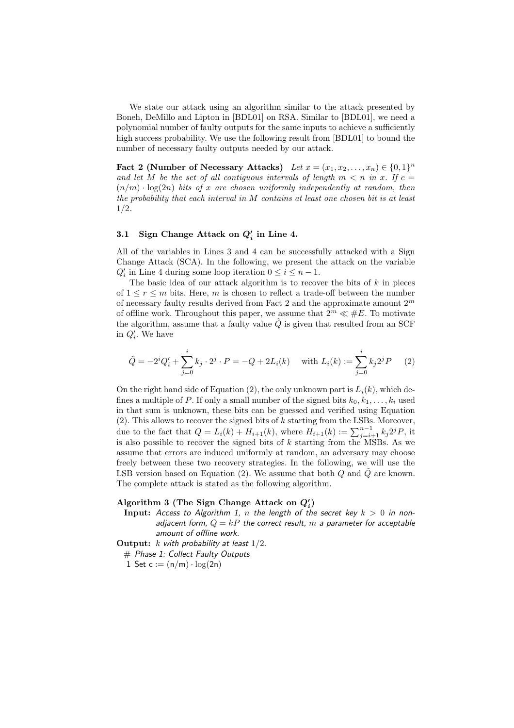We state our attack using an algorithm similar to the attack presented by Boneh, DeMillo and Lipton in [BDL01] on RSA. Similar to [BDL01], we need a polynomial number of faulty outputs for the same inputs to achieve a sufficiently high success probability. We use the following result from [BDL01] to bound the number of necessary faulty outputs needed by our attack.

**Fact 2 (Number of Necessary Attacks)** *Let $x = (x_1, x_2, \ldots, x_n) \in \{0,1\}^n$ and let $M$ be the set of all contiguous intervals of length $m < n$ in $x$. If $c = (n/m) \cdot \log(2n)$ bits of $x$ are chosen uniformly independently at random, then the probability that each interval in $M$ contains at least one chosen bit is at least $1/2$.*

### 3.1 Sign Change Attack on $Q'_i$ in Line 4.

All of the variables in Lines 3 and 4 can be successfully attacked with a Sign Change Attack (SCA). In the following, we present the attack on the variable $Q'_i$ in Line 4 during some loop iteration $0 \le i \le n-1$.

The basic idea of our attack algorithm is to recover the bits of $k$ in pieces of $1 \le r \le m$ bits. Here, $m$ is chosen to reflect a trade-off between the number of necessary faulty results derived from Fact 2 and the approximate amount $2^m$ of offline work. Throughout this paper, we assume that $2^m \ll \#E$. To motivate the algorithm, assume that a faulty value $\tilde{Q}$ is given that resulted from an SCF in $Q'_i$. We have

$$\tilde{Q} = -2^i Q'_i + \sum_{j=0}^{i} k_j \cdot 2^j \cdot P = -Q + 2L_i(k) \quad \text{with } L_i(k) := \sum_{j=0}^{i} k_j 2^j P \qquad (2)$$

On the right hand side of Equation (2), the only unknown part is $L_i(k)$, which defines a multiple of $P$. If only a small number of the signed bits $k_0, k_1, \ldots, k_i$ used in that sum is unknown, these bits can be guessed and verified using Equation (2). This allows to recover the signed bits of $k$ starting from the LSBs. Moreover, due to the fact that $Q = L_i(k) + H_{i+1}(k)$, where $H_{i+1}(k) := \sum_{j=i+1}^{n-1} k_j 2^j P$, it is also possible to recover the signed bits of $k$ starting from the MSBs. As we assume that errors are induced uniformly at random, an adversary may choose freely between these two recovery strategies. In the following, we will use the LSB version based on Equation (2). We assume that both $Q$ and $\tilde{Q}$ are known. The complete attack is stated as the following algorithm.

**Algorithm 3 (The Sign Change Attack on $Q'_i$)**

**Input:** *Access to Algorithm 1, $n$ the length of the secret key $k > 0$ in non-adjacent form, $Q = kP$ the correct result, $m$ a parameter for acceptable amount of offline work.*

**Output:** *$k$ with probability at least $1/2$.*

*# Phase 1: Collect Faulty Outputs*

1 Set $c := (n/m) \cdot \log(2n)$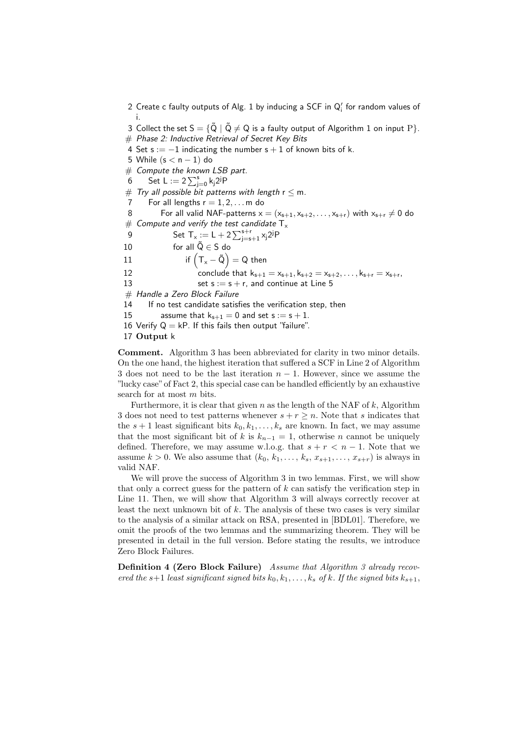2 Create c faulty outputs of Alg. 1 by inducing a SCF in $Q'_i$ for random values of i.

3 Collect the set $S = \{\tilde{Q} \mid \tilde{Q} \neq Q$ is a faulty output of Algorithm 1 on input $P\}$.

*# Phase 2: Inductive Retrieval of Secret Key Bits*

4 Set $s := -1$ indicating the number $s+1$ of known bits of k.

5 While $(s < n-1)$ do

*# Compute the known LSB part.*

6 Set $L := 2\sum_{j=0}^{s} k_j 2^j P$

*# Try all possible bit patterns with length $r \leq m$.*

7 For all lengths $r = 1, 2, \ldots m$ do

8 For all valid NAF-patterns $x = (x_{s+1}, x_{s+2}, \ldots, x_{s+r})$ with $x_{s+r} \neq 0$ do

*# Compute and verify the test candidate $T_x$*

9 Set $T_x := L + 2\sum_{j=s+1}^{s+r} x_j 2^j P$

10 for all $\tilde{Q} \in S$ do

11 if $\left(T_x - \tilde{Q}\right) = Q$ then

12 conclude that $k_{s+1} = x_{s+1}, k_{s+2} = x_{s+2}, \ldots, k_{s+r} = x_{s+r}$,

13 set $s := s + r$, and continue at Line 5

*# Handle a Zero Block Failure*

14 If no test candidate satisfies the verification step, then

15 assume that $k_{s+1} = 0$ and set $s := s + 1$.

16 Verify $Q = kP$. If this fails then output "failure".

17 **Output** k

**Comment.** Algorithm 3 has been abbreviated for clarity in two minor details. On the one hand, the highest iteration that suffered a SCF in Line 2 of Algorithm 3 does not need to be the last iteration $n-1$. However, since we assume the "lucky case" of Fact 2, this special case can be handled efficiently by an exhaustive search for at most $m$ bits.

Furthermore, it is clear that given $n$ as the length of the NAF of $k$, Algorithm 3 does not need to test patterns whenever $s + r \geq n$. Note that $s$ indicates that the $s+1$ least significant bits $k_0, k_1, \ldots, k_s$ are known. In fact, we may assume that the most significant bit of $k$ is $k_{n-1} = 1$, otherwise $n$ cannot be uniquely defined. Therefore, we may assume w.l.o.g. that $s + r < n - 1$. Note that we assume $k > 0$. We also assume that $(k_0, k_1, \ldots, k_s, x_{s+1}, \ldots, x_{s+r})$ is always in valid NAF.

We will prove the success of Algorithm 3 in two lemmas. First, we will show that only a correct guess for the pattern of $k$ can satisfy the verification step in Line 11. Then, we will show that Algorithm 3 will always correctly recover at least the next unknown bit of $k$. The analysis of these two cases is very similar to the analysis of a similar attack on RSA, presented in [BDL01]. Therefore, we omit the proofs of the two lemmas and the summarizing theorem. They will be presented in detail in the full version. Before stating the results, we introduce Zero Block Failures.

**Definition 4 (Zero Block Failure)** *Assume that Algorithm 3 already recovered the $s+1$ least significant signed bits $k_0, k_1, \ldots, k_s$ of $k$. If the signed bits $k_{s+1}$,*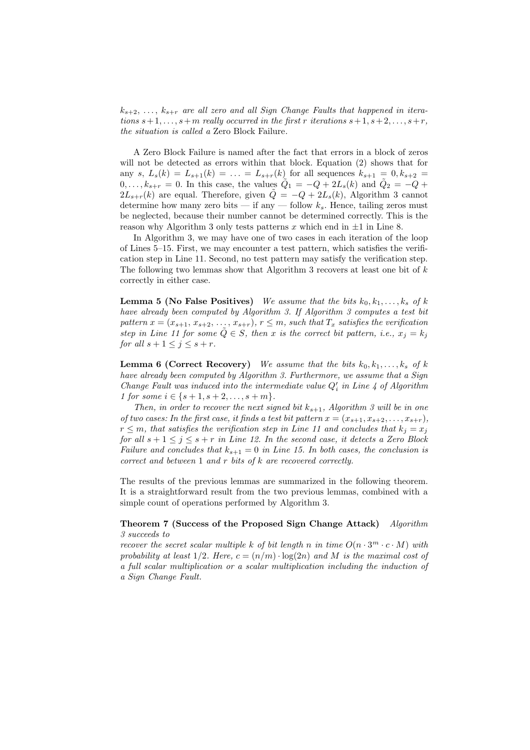*$k_{s+2}$, ..., $k_{s+r}$ are all zero and all Sign Change Faults that happened in iterations $s+1, \ldots, s+m$ really occurred in the first $r$ iterations $s+1, s+2, \ldots, s+r$, the situation is called a* Zero Block Failure.

A Zero Block Failure is named after the fact that errors in a block of zeros will not be detected as errors within that block. Equation (2) shows that for any $s$, $L_s(k) = L_{s+1}(k) = \ldots = L_{s+r}(k)$ for all sequences $k_{s+1} = 0, k_{s+2} = 0, \ldots, k_{s+r} = 0$. In this case, the values $\tilde{Q}_1 = -Q + 2L_s(k)$ and $\tilde{Q}_2 = -Q + 2L_{s+r}(k)$ are equal. Therefore, given $\tilde{Q} = -Q + 2L_s(k)$, Algorithm 3 cannot determine how many zero bits — if any — follow $k_s$. Hence, tailing zeros must be neglected, because their number cannot be determined correctly. This is the reason why Algorithm 3 only tests patterns $x$ which end in $\pm 1$ in Line 8.

In Algorithm 3, we may have one of two cases in each iteration of the loop of Lines 5–15. First, we may encounter a test pattern, which satisfies the verification step in Line 11. Second, no test pattern may satisfy the verification step. The following two lemmas show that Algorithm 3 recovers at least one bit of $k$ correctly in either case.

**Lemma 5 (No False Positives)** *We assume that the bits $k_0, k_1, \ldots, k_s$ of $k$ have already been computed by Algorithm 3. If Algorithm 3 computes a test bit pattern $x = (x_{s+1}, x_{s+2}, \ldots, x_{s+r})$, $r \leq m$, such that $T_x$ satisfies the verification step in Line 11 for some $\tilde{Q} \in S$, then $x$ is the correct bit pattern, i.e., $x_j = k_j$ for all $s+1 \leq j \leq s+r$.*

**Lemma 6 (Correct Recovery)** *We assume that the bits $k_0, k_1, \ldots, k_s$ of $k$ have already been computed by Algorithm 3. Furthermore, we assume that a Sign Change Fault was induced into the intermediate value $Q'_i$ in Line 4 of Algorithm 1 for some $i \in \{s+1, s+2, \ldots, s+m\}$.*

*Then, in order to recover the next signed bit $k_{s+1}$, Algorithm 3 will be in one of two cases: In the first case, it finds a test bit pattern $x = (x_{s+1}, x_{s+2}, \ldots, x_{s+r})$, $r \leq m$, that satisfies the verification step in Line 11 and concludes that $k_j = x_j$ for all $s+1 \leq j \leq s+r$ in Line 12. In the second case, it detects a Zero Block Failure and concludes that $k_{s+1} = 0$ in Line 15. In both cases, the conclusion is correct and between 1 and $r$ bits of $k$ are recovered correctly.*

The results of the previous lemmas are summarized in the following theorem. It is a straightforward result from the two previous lemmas, combined with a simple count of operations performed by Algorithm 3.

**Theorem 7 (Success of the Proposed Sign Change Attack)** *Algorithm 3 succeeds to recover the secret scalar multiple $k$ of bit length $n$ in time $O(n \cdot 3^m \cdot c \cdot M)$ with probability at least $1/2$. Here, $c = (n/m) \cdot \log(2n)$ and $M$ is the maximal cost of a full scalar multiplication or a scalar multiplication including the induction of a Sign Change Fault.*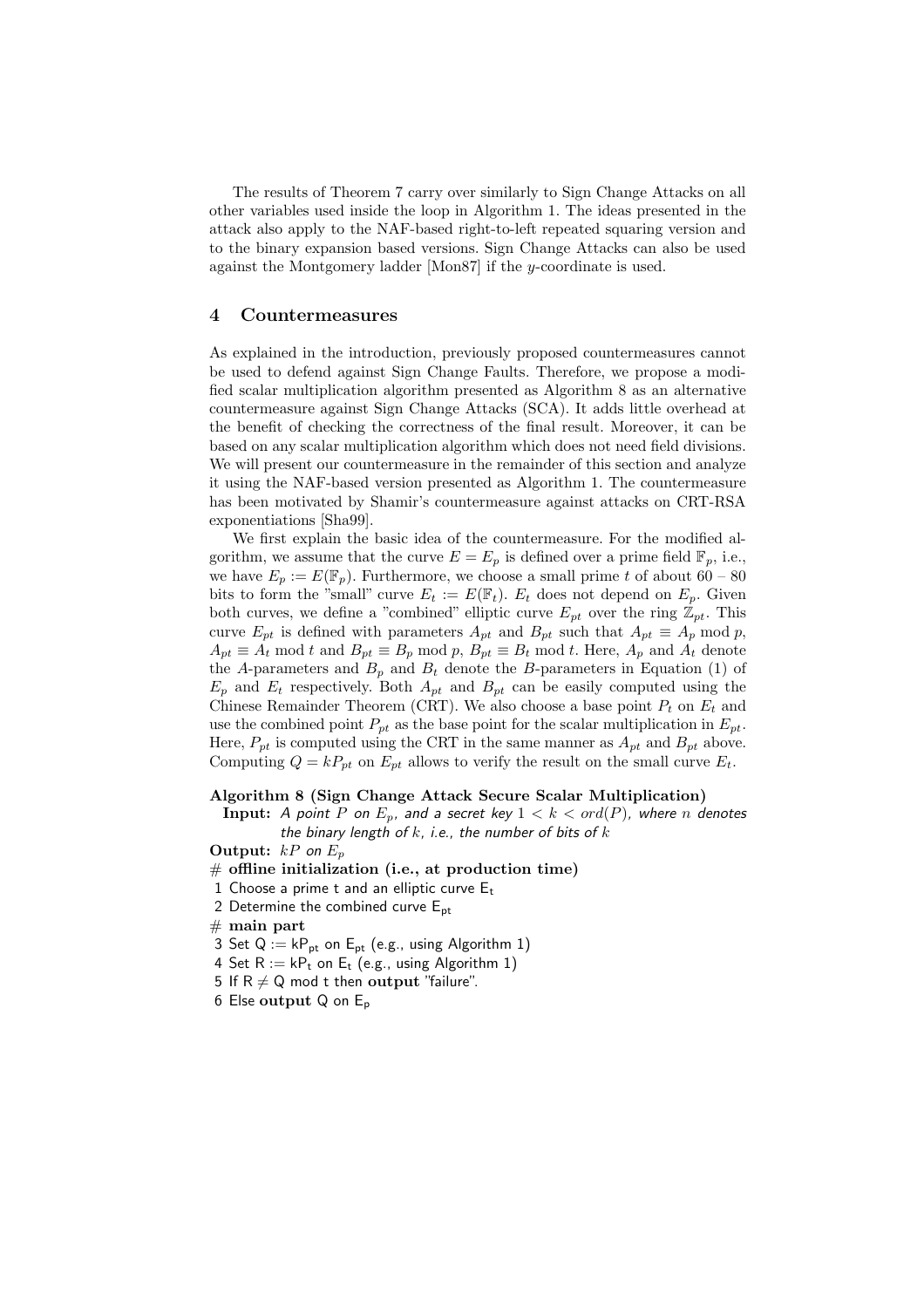The results of Theorem 7 carry over similarly to Sign Change Attacks on all other variables used inside the loop in Algorithm 1. The ideas presented in the attack also apply to the NAF-based right-to-left repeated squaring version and to the binary expansion based versions. Sign Change Attacks can also be used against the Montgomery ladder [Mon87] if the $y$-coordinate is used.

## 4 Countermeasures

As explained in the introduction, previously proposed countermeasures cannot be used to defend against Sign Change Faults. Therefore, we propose a modified scalar multiplication algorithm presented as Algorithm 8 as an alternative countermeasure against Sign Change Attacks (SCA). It adds little overhead at the benefit of checking the correctness of the final result. Moreover, it can be based on any scalar multiplication algorithm which does not need field divisions. We will present our countermeasure in the remainder of this section and analyze it using the NAF-based version presented as Algorithm 1. The countermeasure has been motivated by Shamir's countermeasure against attacks on CRT-RSA exponentiations [Sha99].

We first explain the basic idea of the countermeasure. For the modified algorithm, we assume that the curve $E = E_p$ is defined over a prime field $\mathbb{F}_p$, i.e., we have $E_p := E(\mathbb{F}_p)$. Furthermore, we choose a small prime $t$ of about $60 - 80$ bits to form the "small" curve $E_t := E(\mathbb{F}_t)$. $E_t$ does not depend on $E_p$. Given both curves, we define a "combined" elliptic curve $E_{pt}$ over the ring $\mathbb{Z}_{pt}$. This curve $E_{pt}$ is defined with parameters $A_{pt}$ and $B_{pt}$ such that $A_{pt} \equiv A_p \bmod p$, $A_{pt} \equiv A_t \bmod t$ and $B_{pt} \equiv B_p \bmod p$, $B_{pt} \equiv B_t \bmod t$. Here, $A_p$ and $A_t$ denote the $A$-parameters and $B_p$ and $B_t$ denote the $B$-parameters in Equation (1) of $E_p$ and $E_t$ respectively. Both $A_{pt}$ and $B_{pt}$ can be easily computed using the Chinese Remainder Theorem (CRT). We also choose a base point $P_t$ on $E_t$ and use the combined point $P_{pt}$ as the base point for the scalar multiplication in $E_{pt}$. Here, $P_{pt}$ is computed using the CRT in the same manner as $A_{pt}$ and $B_{pt}$ above. Computing $Q = kP_{pt}$ on $E_{pt}$ allows to verify the result on the small curve $E_t$.

**Algorithm 8 (Sign Change Attack Secure Scalar Multiplication)**

**Input:** *A point $P$ on $E_p$, and a secret key $1 < k < ord(P)$, where $n$ denotes the binary length of $k$, i.e., the number of bits of $k$*

**Output:** *$kP$ on $E_p$*

\# **offline initialization (i.e., at production time)**

1 Choose a prime t and an elliptic curve $E_t$

2 Determine the combined curve $E_{pt}$

\# **main part**

3 Set $Q := kP_{pt}$ on $E_{pt}$ (e.g., using Algorithm 1)

4 Set $R := kP_t$ on $E_t$ (e.g., using Algorithm 1)

5 If $R \neq Q \bmod t$ then **output** "failure".

6 Else **output** Q on $E_p$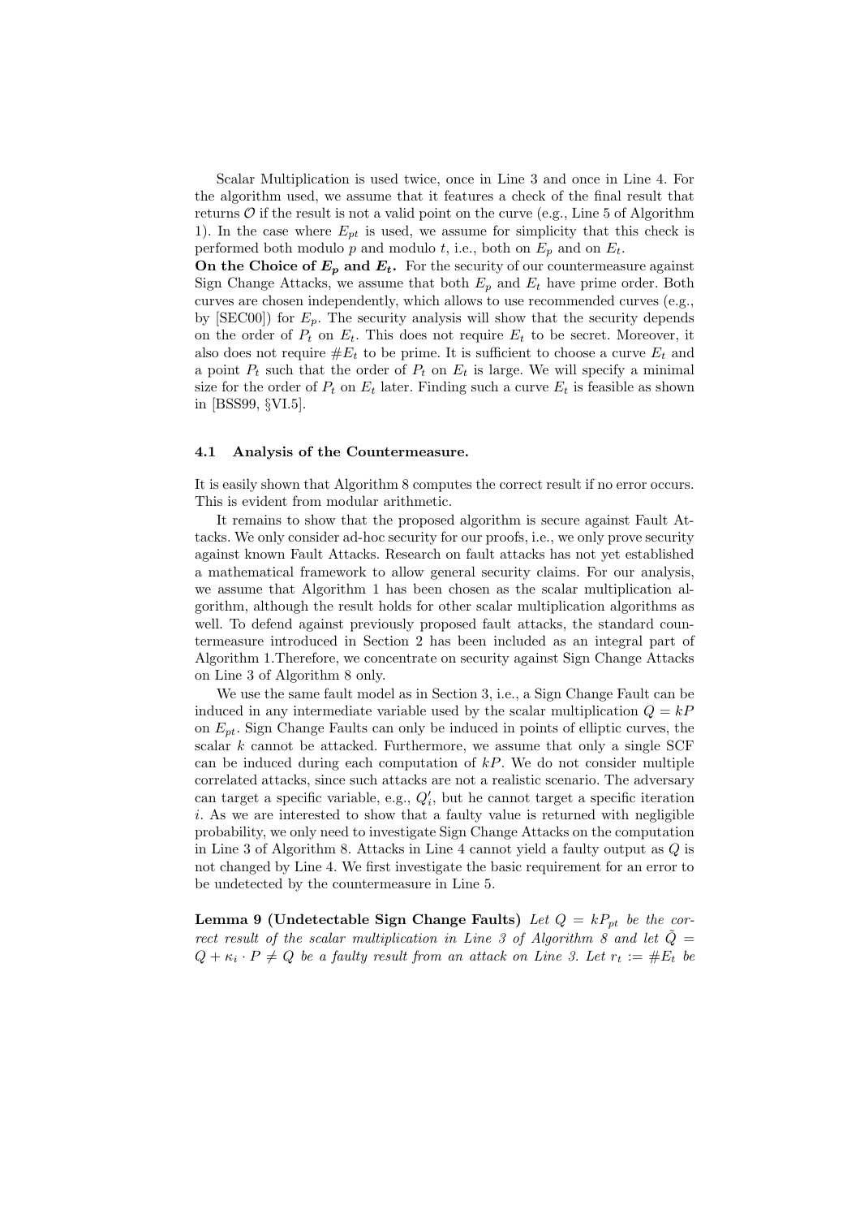Scalar Multiplication is used twice, once in Line 3 and once in Line 4. For the algorithm used, we assume that it features a check of the final result that returns $\mathcal{O}$ if the result is not a valid point on the curve (e.g., Line 5 of Algorithm 1). In the case where $E_{pt}$ is used, we assume for simplicity that this check is performed both modulo $p$ and modulo $t$, i.e., both on $E_p$ and on $E_t$.

**On the Choice of $E_p$ and $E_t$.** For the security of our countermeasure against Sign Change Attacks, we assume that both $E_p$ and $E_t$ have prime order. Both curves are chosen independently, which allows to use recommended curves (e.g., by [SEC00]) for $E_p$. The security analysis will show that the security depends on the order of $P_t$ on $E_t$. This does not require $E_t$ to be secret. Moreover, it also does not require $\#E_t$ to be prime. It is sufficient to choose a curve $E_t$ and a point $P_t$ such that the order of $P_t$ on $E_t$ is large. We will specify a minimal size for the order of $P_t$ on $E_t$ later. Finding such a curve $E_t$ is feasible as shown in [BSS99, §VI.5].

### 4.1 Analysis of the Countermeasure.

It is easily shown that Algorithm 8 computes the correct result if no error occurs. This is evident from modular arithmetic.

It remains to show that the proposed algorithm is secure against Fault Attacks. We only consider ad-hoc security for our proofs, i.e., we only prove security against known Fault Attacks. Research on fault attacks has not yet established a mathematical framework to allow general security claims. For our analysis, we assume that Algorithm 1 has been chosen as the scalar multiplication algorithm, although the result holds for other scalar multiplication algorithms as well. To defend against previously proposed fault attacks, the standard countermeasure introduced in Section 2 has been included as an integral part of Algorithm 1.Therefore, we concentrate on security against Sign Change Attacks on Line 3 of Algorithm 8 only.

We use the same fault model as in Section 3, i.e., a Sign Change Fault can be induced in any intermediate variable used by the scalar multiplication $Q = kP$ on $E_{pt}$. Sign Change Faults can only be induced in points of elliptic curves, the scalar $k$ cannot be attacked. Furthermore, we assume that only a single SCF can be induced during each computation of $kP$. We do not consider multiple correlated attacks, since such attacks are not a realistic scenario. The adversary can target a specific variable, e.g., $Q'_i$, but he cannot target a specific iteration $i$. As we are interested to show that a faulty value is returned with negligible probability, we only need to investigate Sign Change Attacks on the computation in Line 3 of Algorithm 8. Attacks in Line 4 cannot yield a faulty output as $Q$ is not changed by Line 4. We first investigate the basic requirement for an error to be undetected by the countermeasure in Line 5.

**Lemma 9 (Undetectable Sign Change Faults)** *Let $Q = kP_{pt}$ be the correct result of the scalar multiplication in Line 3 of Algorithm 8 and let $\tilde{Q} = Q + \kappa_i \cdot P \neq Q$ be a faulty result from an attack on Line 3. Let $r_t := \#E_t$ be*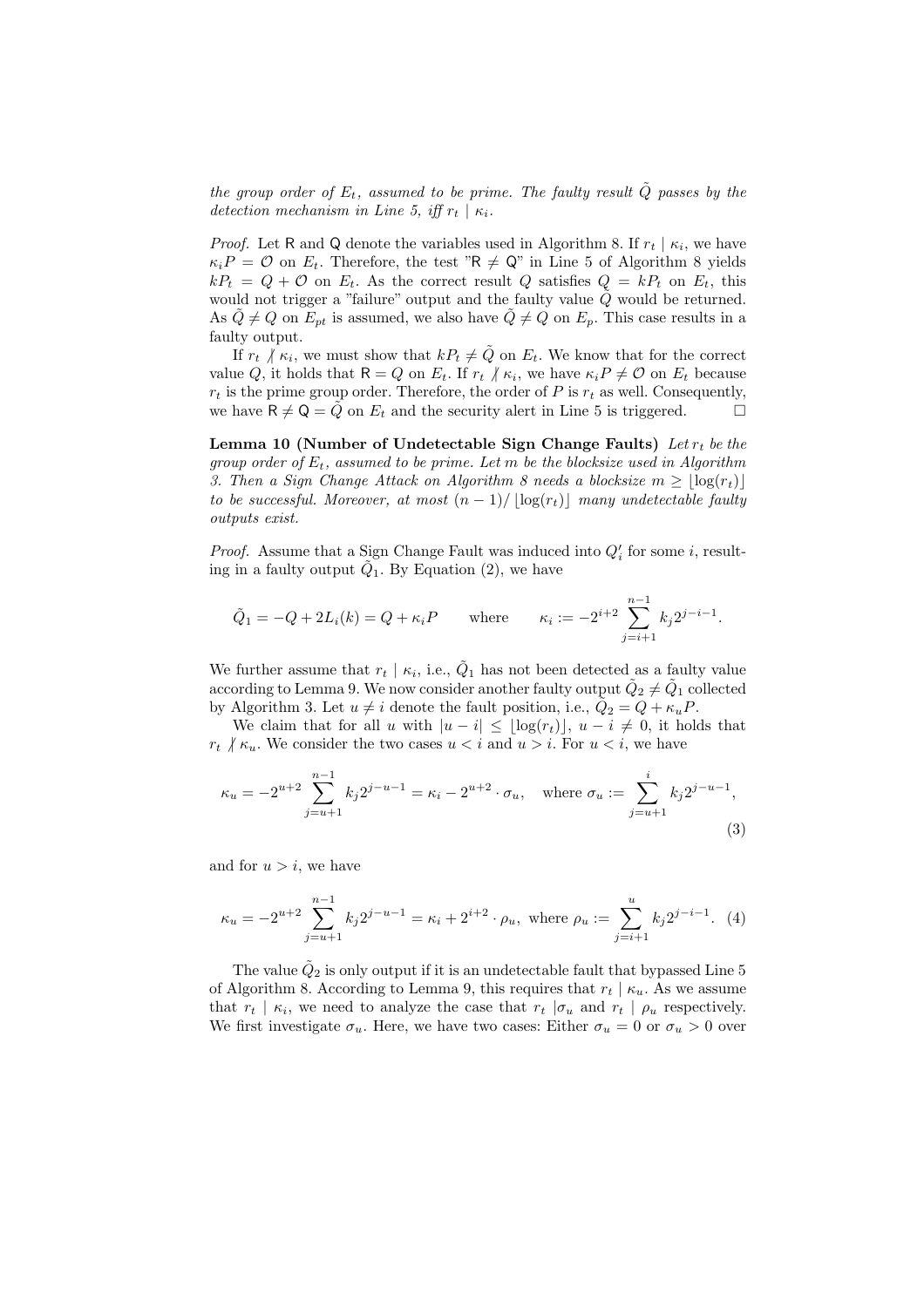*the group order of $E_t$, assumed to be prime. The faulty result $\tilde{Q}$ passes by the detection mechanism in Line 5, iff $r_t \mid \kappa_i$.*

*Proof.* Let $\mathsf{R}$ and $\mathsf{Q}$ denote the variables used in Algorithm 8. If $r_t \mid \kappa_i$, we have $\kappa_i P = \mathcal{O}$ on $E_t$. Therefore, the test "$\mathsf{R} \neq \mathsf{Q}$" in Line 5 of Algorithm 8 yields $kP_t = Q + \mathcal{O}$ on $E_t$. As the correct result $Q$ satisfies $Q = kP_t$ on $E_t$, this would not trigger a "failure" output and the faulty value $\tilde{Q}$ would be returned. As $\tilde{Q} \neq Q$ on $E_{pt}$ is assumed, we also have $\tilde{Q} \neq Q$ on $E_p$. This case results in a faulty output.

If $r_t \nmid \kappa_i$, we must show that $kP_t \neq \tilde{Q}$ on $E_t$. We know that for the correct value $Q$, it holds that $\mathsf{R} = Q$ on $E_t$. If $r_t \nmid \kappa_i$, we have $\kappa_i P \neq \mathcal{O}$ on $E_t$ because $r_t$ is the prime group order. Therefore, the order of $P$ is $r_t$ as well. Consequently, we have $\mathsf{R} \neq \mathsf{Q} = \tilde{Q}$ on $E_t$ and the security alert in Line 5 is triggered. □

**Lemma 10 (Number of Undetectable Sign Change Faults)** *Let $r_t$ be the group order of $E_t$, assumed to be prime. Let $m$ be the blocksize used in Algorithm 3. Then a Sign Change Attack on Algorithm 8 needs a blocksize $m \geq \lfloor \log(r_t) \rfloor$ to be successful. Moreover, at most $(n-1)/\lfloor \log(r_t) \rfloor$ many undetectable faulty outputs exist.*

*Proof.* Assume that a Sign Change Fault was induced into $Q'_i$ for some $i$, resulting in a faulty output $\tilde{Q}_1$. By Equation (2), we have

$$\tilde{Q}_1 = -Q + 2L_i(k) = Q + \kappa_i P \qquad \text{where} \qquad \kappa_i := -2^{i+2} \sum_{j=i+1}^{n-1} k_j 2^{j-i-1}.$$

We further assume that $r_t \mid \kappa_i$, i.e., $\tilde{Q}_1$ has not been detected as a faulty value according to Lemma 9. We now consider another faulty output $\tilde{Q}_2 \neq \tilde{Q}_1$ collected by Algorithm 3. Let $u \neq i$ denote the fault position, i.e., $\tilde{Q}_2 = Q + \kappa_u P$.

We claim that for all $u$ with $|u - i| \leq \lfloor \log(r_t) \rfloor$, $u - i \neq 0$, it holds that $r_t \nmid \kappa_u$. We consider the two cases $u < i$ and $u > i$. For $u < i$, we have

$$\kappa_u = -2^{u+2} \sum_{j=u+1}^{n-1} k_j 2^{j-u-1} = \kappa_i - 2^{u+2} \cdot \sigma_u, \quad \text{where } \sigma_u := \sum_{j=u+1}^{i} k_j 2^{j-u-1}, \tag{3}$$

and for $u > i$, we have

$$\kappa_u = -2^{u+2} \sum_{j=u+1}^{n-1} k_j 2^{j-u-1} = \kappa_i + 2^{i+2} \cdot \rho_u, \text{ where } \rho_u := \sum_{j=i+1}^{u} k_j 2^{j-i-1}. \tag{4}$$

The value $\tilde{Q}_2$ is only output if it is an undetectable fault that bypassed Line 5 of Algorithm 8. According to Lemma 9, this requires that $r_t \mid \kappa_u$. As we assume that $r_t \mid \kappa_i$, we need to analyze the case that $r_t \mid \sigma_u$ and $r_t \mid \rho_u$ respectively. We first investigate $\sigma_u$. Here, we have two cases: Either $\sigma_u = 0$ or $\sigma_u > 0$ over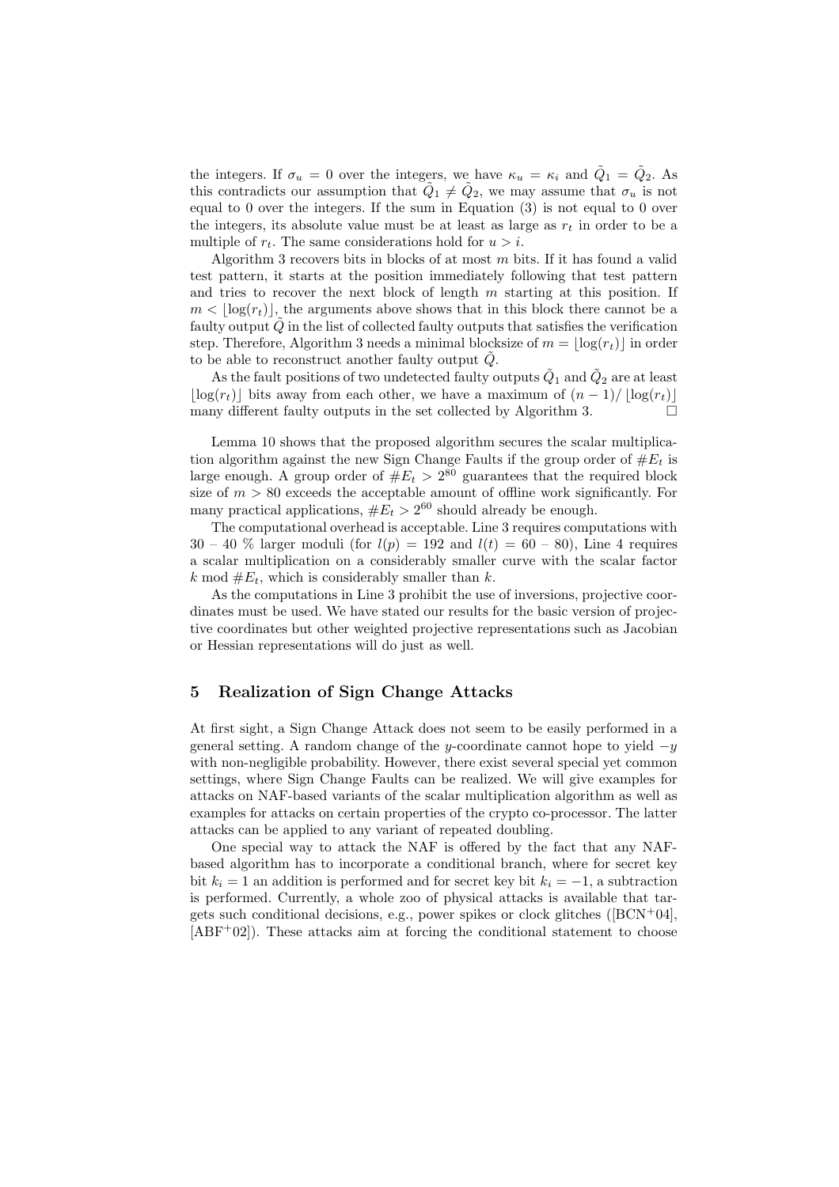the integers. If $\sigma_u = 0$ over the integers, we have $\kappa_u = \kappa_i$ and $\tilde{Q}_1 = \tilde{Q}_2$. As this contradicts our assumption that $\tilde{Q}_1 \neq \tilde{Q}_2$, we may assume that $\sigma_u$ is not equal to 0 over the integers. If the sum in Equation (3) is not equal to 0 over the integers, its absolute value must be at least as large as $r_t$ in order to be a multiple of $r_t$. The same considerations hold for $u > i$.

Algorithm 3 recovers bits in blocks of at most $m$ bits. If it has found a valid test pattern, it starts at the position immediately following that test pattern and tries to recover the next block of length $m$ starting at this position. If $m < \lfloor \log(r_t) \rfloor$, the arguments above shows that in this block there cannot be a faulty output $\tilde{Q}$ in the list of collected faulty outputs that satisfies the verification step. Therefore, Algorithm 3 needs a minimal blocksize of $m = \lfloor \log(r_t) \rfloor$ in order to be able to reconstruct another faulty output $\tilde{Q}$.

As the fault positions of two undetected faulty outputs $\tilde{Q}_1$ and $\tilde{Q}_2$ are at least $\lfloor \log(r_t) \rfloor$ bits away from each other, we have a maximum of $(n-1)/\lfloor \log(r_t) \rfloor$ many different faulty outputs in the set collected by Algorithm 3. □

Lemma 10 shows that the proposed algorithm secures the scalar multiplication algorithm against the new Sign Change Faults if the group order of $\#E_t$ is large enough. A group order of $\#E_t > 2^{80}$ guarantees that the required block size of $m > 80$ exceeds the acceptable amount of offline work significantly. For many practical applications, $\#E_t > 2^{60}$ should already be enough.

The computational overhead is acceptable. Line 3 requires computations with 30 – 40 % larger moduli (for $l(p) = 192$ and $l(t) = 60 - 80$), Line 4 requires a scalar multiplication on a considerably smaller curve with the scalar factor $k \bmod \#E_t$, which is considerably smaller than $k$.

As the computations in Line 3 prohibit the use of inversions, projective coordinates must be used. We have stated our results for the basic version of projective coordinates but other weighted projective representations such as Jacobian or Hessian representations will do just as well.

## 5 Realization of Sign Change Attacks

At first sight, a Sign Change Attack does not seem to be easily performed in a general setting. A random change of the $y$-coordinate cannot hope to yield $-y$ with non-negligible probability. However, there exist several special yet common settings, where Sign Change Faults can be realized. We will give examples for attacks on NAF-based variants of the scalar multiplication algorithm as well as examples for attacks on certain properties of the crypto co-processor. The latter attacks can be applied to any variant of repeated doubling.

One special way to attack the NAF is offered by the fact that any NAF-based algorithm has to incorporate a conditional branch, where for secret key bit $k_i = 1$ an addition is performed and for secret key bit $k_i = -1$, a subtraction is performed. Currently, a whole zoo of physical attacks is available that targets such conditional decisions, e.g., power spikes or clock glitches ([BCN+04], [ABF+02]). These attacks aim at forcing the conditional statement to choose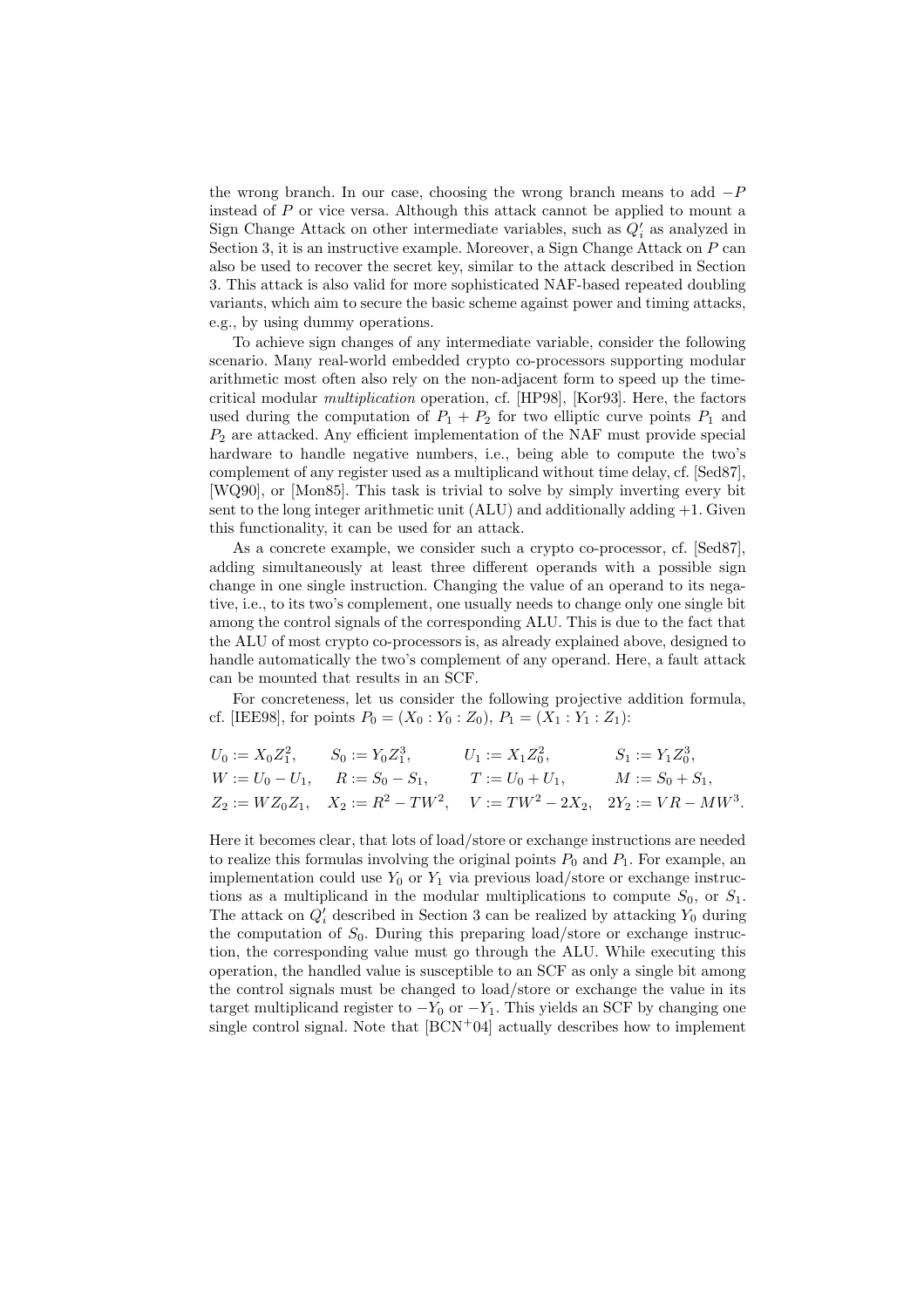the wrong branch. In our case, choosing the wrong branch means to add $-P$ instead of $P$ or vice versa. Although this attack cannot be applied to mount a Sign Change Attack on other intermediate variables, such as $Q'_i$ as analyzed in Section 3, it is an instructive example. Moreover, a Sign Change Attack on $P$ can also be used to recover the secret key, similar to the attack described in Section 3. This attack is also valid for more sophisticated NAF-based repeated doubling variants, which aim to secure the basic scheme against power and timing attacks, e.g., by using dummy operations.

To achieve sign changes of any intermediate variable, consider the following scenario. Many real-world embedded crypto co-processors supporting modular arithmetic most often also rely on the non-adjacent form to speed up the time-critical modular *multiplication* operation, cf. [HP98], [Kor93]. Here, the factors used during the computation of $P_1 + P_2$ for two elliptic curve points $P_1$ and $P_2$ are attacked. Any efficient implementation of the NAF must provide special hardware to handle negative numbers, i.e., being able to compute the two's complement of any register used as a multiplicand without time delay, cf. [Sed87], [WQ90], or [Mon85]. This task is trivial to solve by simply inverting every bit sent to the long integer arithmetic unit (ALU) and additionally adding +1. Given this functionality, it can be used for an attack.

As a concrete example, we consider such a crypto co-processor, cf. [Sed87], adding simultaneously at least three different operands with a possible sign change in one single instruction. Changing the value of an operand to its negative, i.e., to its two's complement, one usually needs to change only one single bit among the control signals of the corresponding ALU. This is due to the fact that the ALU of most crypto co-processors is, as already explained above, designed to handle automatically the two's complement of any operand. Here, a fault attack can be mounted that results in an SCF.

For concreteness, let us consider the following projective addition formula, cf. [IEE98], for points $P_0 = (X_0 : Y_0 : Z_0)$, $P_1 = (X_1 : Y_1 : Z_1)$:

$$
\begin{array}{llll}
U_0 := X_0 Z_1^2, & S_0 := Y_0 Z_1^3, & U_1 := X_1 Z_0^2, & S_1 := Y_1 Z_0^3, \\
W := U_0 - U_1, & R := S_0 - S_1, & T := U_0 + U_1, & M := S_0 + S_1, \\
Z_2 := W Z_0 Z_1, & X_2 := R^2 - T W^2, & V := T W^2 - 2X_2, & 2Y_2 := V R - M W^3.
\end{array}
$$

Here it becomes clear, that lots of load/store or exchange instructions are needed to realize this formulas involving the original points $P_0$ and $P_1$. For example, an implementation could use $Y_0$ or $Y_1$ via previous load/store or exchange instructions as a multiplicand in the modular multiplications to compute $S_0$, or $S_1$. The attack on $Q'_i$ described in Section 3 can be realized by attacking $Y_0$ during the computation of $S_0$. During this preparing load/store or exchange instruction, the corresponding value must go through the ALU. While executing this operation, the handled value is susceptible to an SCF as only a single bit among the control signals must be changed to load/store or exchange the value in its target multiplicand register to $-Y_0$ or $-Y_1$. This yields an SCF by changing one single control signal. Note that [BCN+04] actually describes how to implement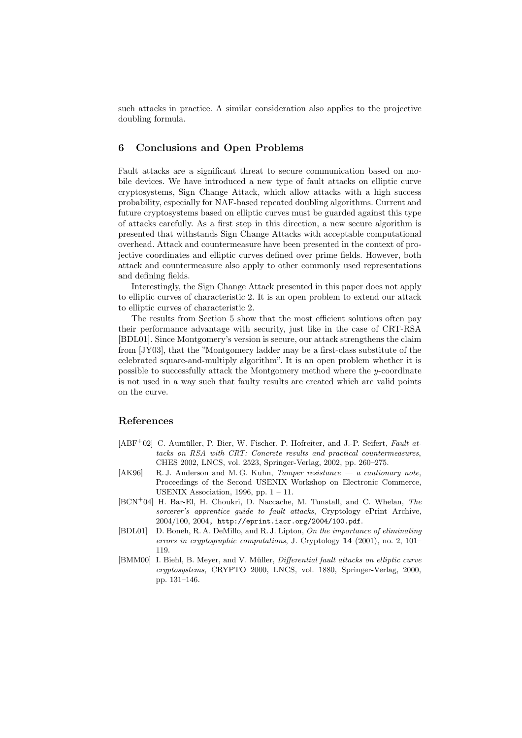such attacks in practice. A similar consideration also applies to the projective doubling formula.

## 6 Conclusions and Open Problems

Fault attacks are a significant threat to secure communication based on mobile devices. We have introduced a new type of fault attacks on elliptic curve cryptosystems, Sign Change Attack, which allow attacks with a high success probability, especially for NAF-based repeated doubling algorithms. Current and future cryptosystems based on elliptic curves must be guarded against this type of attacks carefully. As a first step in this direction, a new secure algorithm is presented that withstands Sign Change Attacks with acceptable computational overhead. Attack and countermeasure have been presented in the context of projective coordinates and elliptic curves defined over prime fields. However, both attack and countermeasure also apply to other commonly used representations and defining fields.

Interestingly, the Sign Change Attack presented in this paper does not apply to elliptic curves of characteristic 2. It is an open problem to extend our attack to elliptic curves of characteristic 2.

The results from Section 5 show that the most efficient solutions often pay their performance advantage with security, just like in the case of CRT-RSA [BDL01]. Since Montgomery's version is secure, our attack strengthens the claim from [JY03], that the "Montgomery ladder may be a first-class substitute of the celebrated square-and-multiply algorithm". It is an open problem whether it is possible to successfully attack the Montgomery method where the $y$-coordinate is not used in a way such that faulty results are created which are valid points on the curve.

## References

- [ABF+02] C. Aumüller, P. Bier, W. Fischer, P. Hofreiter, and J.-P. Seifert, *Fault attacks on RSA with CRT: Concrete results and practical countermeasures*, CHES 2002, LNCS, vol. 2523, Springer-Verlag, 2002, pp. 260–275.
- [AK96] R. J. Anderson and M. G. Kuhn, *Tamper resistance — a cautionary note*, Proceedings of the Second USENIX Workshop on Electronic Commerce, USENIX Association, 1996, pp. 1 – 11.
- [BCN+04] H. Bar-El, H. Choukri, D. Naccache, M. Tunstall, and C. Whelan, *The sorcerer's apprentice guide to fault attacks*, Cryptology ePrint Archive, 2004/100, 2004, `http://eprint.iacr.org/2004/100.pdf`.
- [BDL01] D. Boneh, R. A. DeMillo, and R. J. Lipton, *On the importance of eliminating errors in cryptographic computations*, J. Cryptology **14** (2001), no. 2, 101–119.
- [BMM00] I. Biehl, B. Meyer, and V. Müller, *Differential fault attacks on elliptic curve cryptosystems*, CRYPTO 2000, LNCS, vol. 1880, Springer-Verlag, 2000, pp. 131–146.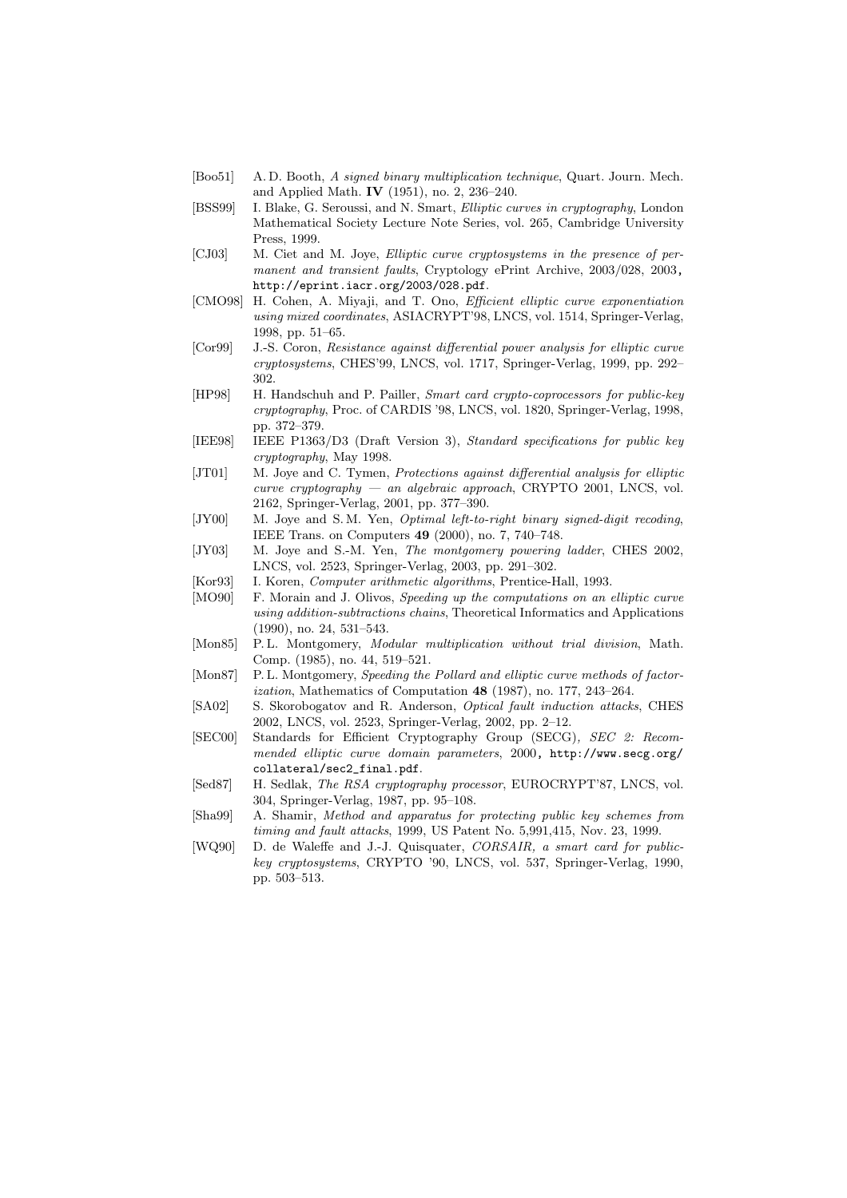[Boo51] A. D. Booth, *A signed binary multiplication technique*, Quart. Journ. Mech. and Applied Math. **IV** (1951), no. 2, 236–240.

[BSS99] I. Blake, G. Seroussi, and N. Smart, *Elliptic curves in cryptography*, London Mathematical Society Lecture Note Series, vol. 265, Cambridge University Press, 1999.

[CJ03] M. Ciet and M. Joye, *Elliptic curve cryptosystems in the presence of permanent and transient faults*, Cryptology ePrint Archive, 2003/028, 2003, `http://eprint.iacr.org/2003/028.pdf`.

[CMO98] H. Cohen, A. Miyaji, and T. Ono, *Efficient elliptic curve exponentiation using mixed coordinates*, ASIACRYPT'98, LNCS, vol. 1514, Springer-Verlag, 1998, pp. 51–65.

[Cor99] J.-S. Coron, *Resistance against differential power analysis for elliptic curve cryptosystems*, CHES'99, LNCS, vol. 1717, Springer-Verlag, 1999, pp. 292–302.

[HP98] H. Handschuh and P. Pailler, *Smart card crypto-coprocessors for public-key cryptography*, Proc. of CARDIS '98, LNCS, vol. 1820, Springer-Verlag, 1998, pp. 372–379.

[IEE98] IEEE P1363/D3 (Draft Version 3), *Standard specifications for public key cryptography*, May 1998.

[JT01] M. Joye and C. Tymen, *Protections against differential analysis for elliptic curve cryptography — an algebraic approach*, CRYPTO 2001, LNCS, vol. 2162, Springer-Verlag, 2001, pp. 377–390.

[JY00] M. Joye and S. M. Yen, *Optimal left-to-right binary signed-digit recoding*, IEEE Trans. on Computers **49** (2000), no. 7, 740–748.

[JY03] M. Joye and S.-M. Yen, *The montgomery powering ladder*, CHES 2002, LNCS, vol. 2523, Springer-Verlag, 2003, pp. 291–302.

[Kor93] I. Koren, *Computer arithmetic algorithms*, Prentice-Hall, 1993.

[MO90] F. Morain and J. Olivos, *Speeding up the computations on an elliptic curve using addition-subtractions chains*, Theoretical Informatics and Applications (1990), no. 24, 531–543.

[Mon85] P. L. Montgomery, *Modular multiplication without trial division*, Math. Comp. (1985), no. 44, 519–521.

[Mon87] P. L. Montgomery, *Speeding the Pollard and elliptic curve methods of factorization*, Mathematics of Computation **48** (1987), no. 177, 243–264.

[SA02] S. Skorobogatov and R. Anderson, *Optical fault induction attacks*, CHES 2002, LNCS, vol. 2523, Springer-Verlag, 2002, pp. 2–12.

[SEC00] Standards for Efficient Cryptography Group (SECG), *SEC 2: Recommended elliptic curve domain parameters*, 2000, `http://www.secg.org/collateral/sec2_final.pdf`.

[Sed87] H. Sedlak, *The RSA cryptography processor*, EUROCRYPT'87, LNCS, vol. 304, Springer-Verlag, 1987, pp. 95–108.

[Sha99] A. Shamir, *Method and apparatus for protecting public key schemes from timing and fault attacks*, 1999, US Patent No. 5,991,415, Nov. 23, 1999.

[WQ90] D. de Waleffe and J.-J. Quisquater, *CORSAIR, a smart card for public-key cryptosystems*, CRYPTO '90, LNCS, vol. 537, Springer-Verlag, 1990, pp. 503–513.